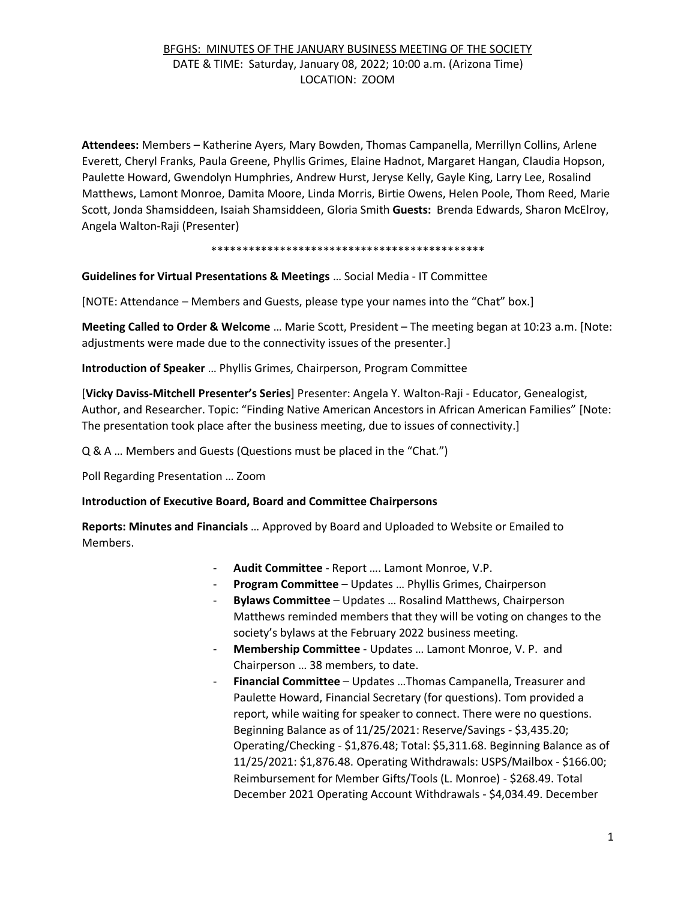BFGHS: MINUTES OF THE JANUARY BUSINESS MEETING OF THE SOCIETY

DATE & TIME: Saturday, January 08, 2022; 10:00 a.m. (Arizona Time)

LOCATION: ZOOM

**Attendees:** Members – Katherine Ayers, Mary Bowden, Thomas Campanella, Merrillyn Collins, Arlene Everett, Cheryl Franks, Paula Greene, Phyllis Grimes, Elaine Hadnot, Margaret Hangan, Claudia Hopson, Paulette Howard, Gwendolyn Humphries, Andrew Hurst, Jeryse Kelly, Gayle King, Larry Lee, Rosalind Matthews, Lamont Monroe, Damita Moore, Linda Morris, Birtie Owens, Helen Poole, Thom Reed, Marie Scott, Jonda Shamsiddeen, Isaiah Shamsiddeen, Gloria Smith **Guests:** Brenda Edwards, Sharon McElroy, Angela Walton-Raji (Presenter)

\*\*\*\*\*\*\*\*\*\*\*\*\*\*\*\*\*\*\*\*\*\*\*\*\*\*\*\*\*\*\*\*\*\*\*\*\*\*\*\*\*\*\*\*\*

**Guidelines for Virtual Presentations & Meetings** … Social Media - IT Committee

[NOTE: Attendance – Members and Guests, please type your names into the "Chat" box.]

**Meeting Called to Order & Welcome** … Marie Scott, President – The meeting began at 10:23 a.m. [Note: adjustments were made due to the connectivity issues of the presenter.]

**Introduction of Speaker** … Phyllis Grimes, Chairperson, Program Committee

[**Vicky Daviss-Mitchell Presenter's Series**] Presenter: Angela Y. Walton-Raji - Educator, Genealogist, Author, and Researcher. Topic: "Finding Native American Ancestors in African American Families" [Note: The presentation took place after the business meeting, due to issues of connectivity.]

Q & A … Members and Guests (Questions must be placed in the "Chat.")

Poll Regarding Presentation … Zoom

**Introduction of Executive Board, Board and Committee Chairpersons**

**Reports: Minutes and Financials** … Approved by Board and Uploaded to Website or Emailed to Members.

- **Audit Committee** - Report …. Lamont Monroe, V.P.
- **Program Committee** – Updates … Phyllis Grimes, Chairperson
- **Bylaws Committee** – Updates … Rosalind Matthews, Chairperson Matthews reminded members that they will be voting on changes to the society's bylaws at the February 2022 business meeting.
- **Membership Committee** - Updates … Lamont Monroe, V. P. and Chairperson … 38 members, to date.
- **Financial Committee** – Updates …Thomas Campanella, Treasurer and Paulette Howard, Financial Secretary (for questions). Tom provided a report, while waiting for speaker to connect. There were no questions. Beginning Balance as of 11/25/2021: Reserve/Savings - $3,435.20; Operating/Checking - $1,876.48; Total: $5,311.68. Beginning Balance as of 11/25/2021: $1,876.48. Operating Withdrawals: USPS/Mailbox - $166.00; Reimbursement for Member Gifts/Tools (L. Monroe) - $268.49. Total December 2021 Operating Account Withdrawals - $4,034.49. December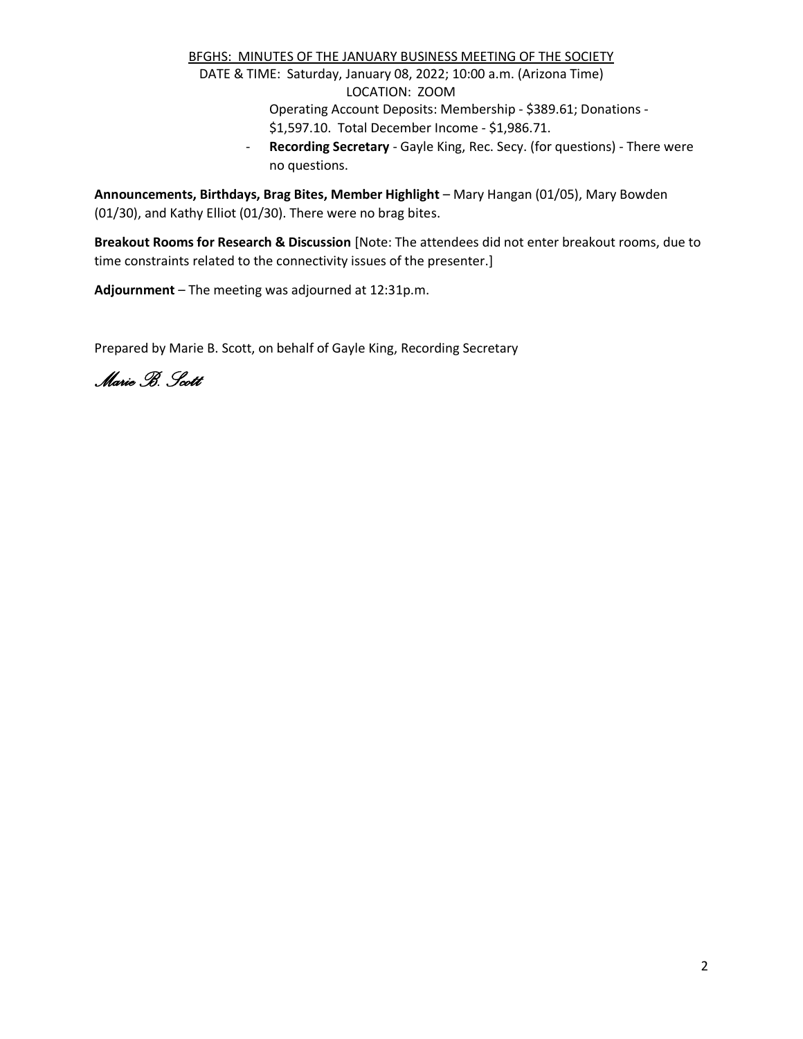BFGHS: MINUTES OF THE JANUARY BUSINESS MEETING OF THE SOCIETY

DATE & TIME: Saturday, January 08, 2022; 10:00 a.m. (Arizona Time)

LOCATION: ZOOM

Operating Account Deposits: Membership - $389.61; Donations - $1,597.10. Total December Income - $1,986.71.

- **Recording Secretary** - Gayle King, Rec. Secy. (for questions) - There were no questions.

**Announcements, Birthdays, Brag Bites, Member Highlight** – Mary Hangan (01/05), Mary Bowden (01/30), and Kathy Elliot (01/30). There were no brag bites.

**Breakout Rooms for Research & Discussion** [Note: The attendees did not enter breakout rooms, due to time constraints related to the connectivity issues of the presenter.]

**Adjournment** – The meeting was adjourned at 12:31p.m.

Prepared by Marie B. Scott, on behalf of Gayle King, Recording Secretary

*Marie B. Scott*